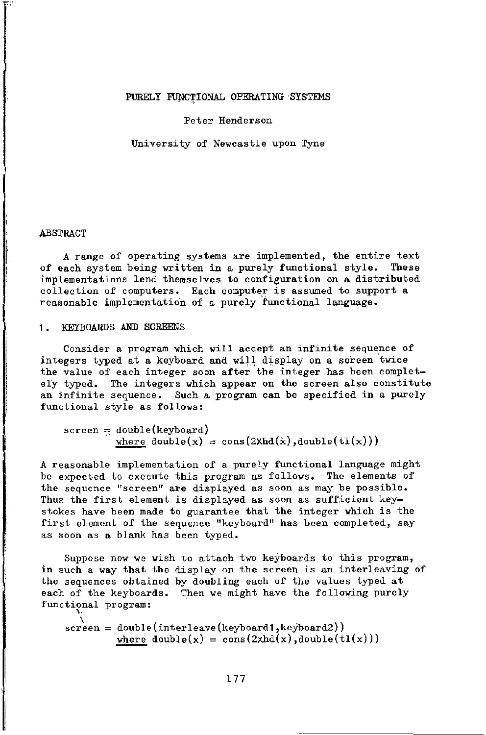# PURELY FUNCTIONAL OPERATING SYSTEMS

Peter Henderson

University of Newcastle upon Tyne

## ABSTRACT

A range of operating systems are implemented, the entire text of each system being written in a purely functional style. These implementations lend themselves to configuration on a distributed collection of computers. Each computer is assumed to support a reasonable implementation of a purely functional language.

## 1. KEYBOARDS AND SCREENS

Consider a program which will accept an infinite sequence of integers typed at a keyboard and will display on a screen twice the value of each integer soon after the integer has been completely typed. The integers which appear on the screen also constitute an infinite sequence. Such a program can be specified in a purely functional style as follows:

```
screen = double(keyboard)
         where double(x) = cons(2×hd(x),double(tl(x)))
```

A reasonable implementation of a purely functional language might be expected to execute this program as follows. The elements of the sequence "screen" are displayed as soon as may be possible. Thus the first element is displayed as soon as sufficient keystokes have been made to guarantee that the integer which is the first element of the sequence "keyboard" has been completed, say as soon as a blank has been typed.

Suppose now we wish to attach two keyboards to this program, in such a way that the display on the screen is an interleaving of the sequences obtained by doubling each of the values typed at each of the keyboards. Then we might have the following purely functional program:

```
screen = double(interleave(keyboard1,keyboard2))
         where double(x) = cons(2×hd(x),double(tl(x)))
```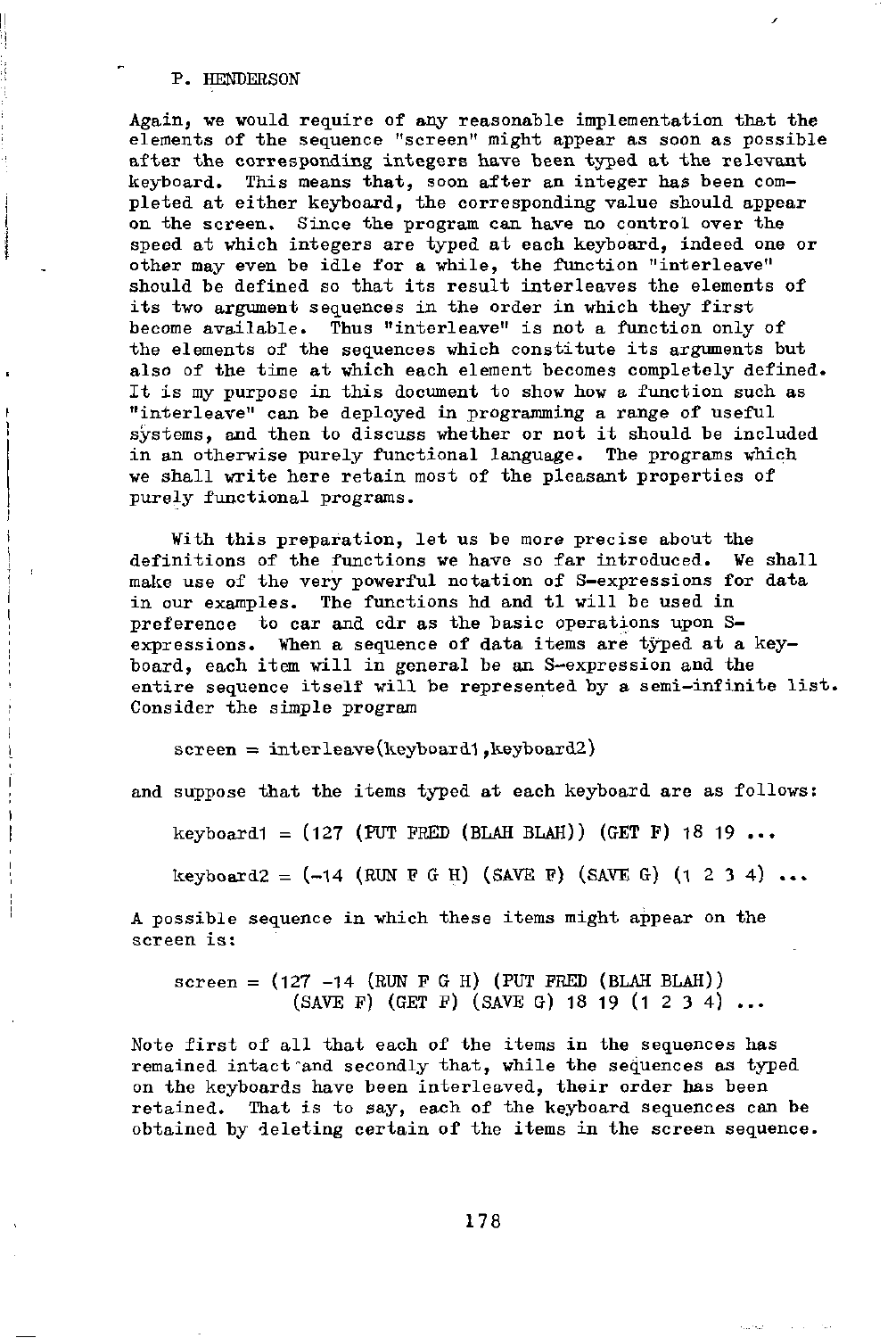Again, we would require of any reasonable implementation that the elements of the sequence "screen" might appear as soon as possible after the corresponding integers have been typed at the relevant keyboard. This means that, soon after an integer has been completed at either keyboard, the corresponding value should appear on the screen. Since the program can have no control over the speed at which integers are typed at each keyboard, indeed one or other may even be idle for a while, the function "interleave" should be defined so that its result interleaves the elements of its two argument sequences in the order in which they first become available. Thus "interleave" is not a function only of the elements of the sequences which constitute its arguments but also of the time at which each element becomes completely defined. It is my purpose in this document to show how a function such as "interleave" can be deployed in programming a range of useful systems, and then to discuss whether or not it should be included in an otherwise purely functional language. The programs which we shall write here retain most of the pleasant properties of purely functional programs.

With this preparation, let us be more precise about the definitions of the functions we have so far introduced. We shall make use of the very powerful notation of S-expressions for data in our examples. The functions hd and tl will be used in preference to car and cdr as the basic operations upon S-expressions. When a sequence of data items are typed at a keyboard, each item will in general be an S-expression and the entire sequence itself will be represented by a semi-infinite list. Consider the simple program

```
screen = interleave(keyboard1,keyboard2)
```

and suppose that the items typed at each keyboard are as follows:

```
keyboard1 = (127 (PUT FRED (BLAH BLAH)) (GET F) 18 19 ...

keyboard2 = (-14 (RUN F G H) (SAVE F) (SAVE G) (1 2 3 4) ...
```

A possible sequence in which these items might appear on the screen is:

```
screen = (127 -14 (RUN F G H) (PUT FRED (BLAH BLAH))
          (SAVE F) (GET F) (SAVE G) 18 19 (1 2 3 4) ...
```

Note first of all that each of the items in the sequences has remained intact and secondly that, while the sequences as typed on the keyboards have been interleaved, their order has been retained. That is to say, each of the keyboard sequences can be obtained by deleting certain of the items in the screen sequence.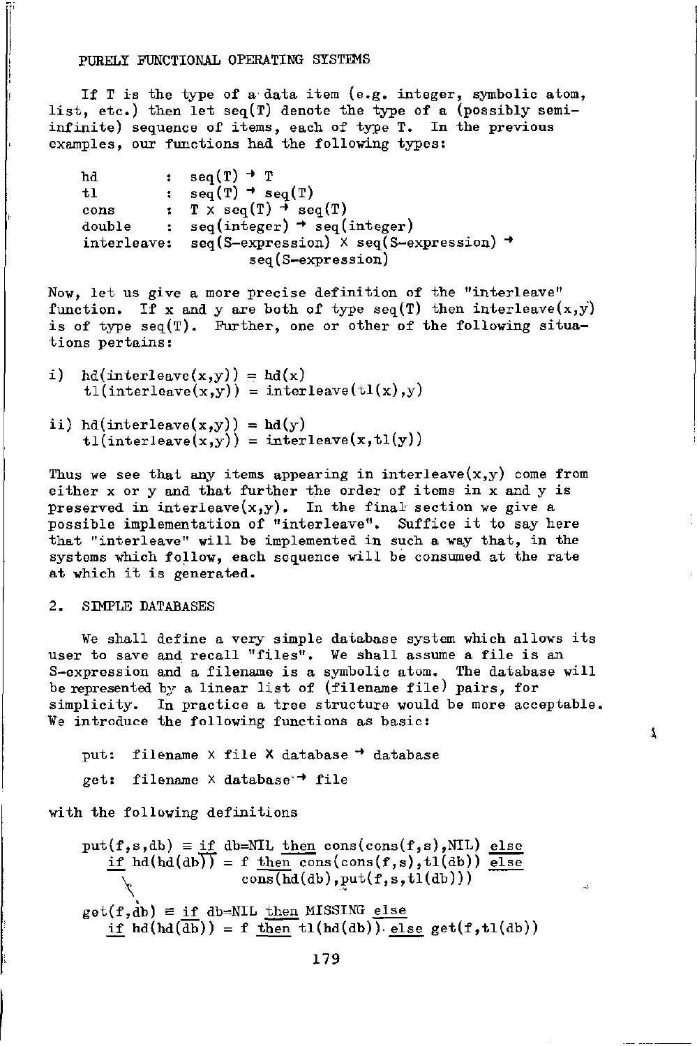PURELY FUNCTIONAL OPERATING SYSTEMS

If T is the type of a data item (e.g. integer, symbolic atom, list, etc.) then let seq(T) denote the type of a (possibly semi-infinite) sequence of items, each of type T. In the previous examples, our functions had the following types:

```
hd         :  seq(T) → T
tl         :  seq(T) → seq(T)
cons       :  T × seq(T) → seq(T)
double     :  seq(integer) → seq(integer)
interleave:  seq(S-expression) × seq(S-expression) →
                       seq(S-expression)
```

Now, let us give a more precise definition of the "interleave" function. If x and y are both of type seq(T) then interleave(x,y) is of type seq(T). Further, one or other of the following situations pertains:

```
i)  hd(interleave(x,y)) = hd(x)
    tl(interleave(x,y)) = interleave(tl(x),y)

ii) hd(interleave(x,y)) = hd(y)
    tl(interleave(x,y)) = interleave(x,tl(y))
```

Thus we see that any items appearing in interleave(x,y) come from either x or y and that further the order of items in x and y is preserved in interleave(x,y). In the final section we give a possible implementation of "interleave". Suffice it to say here that "interleave" will be implemented in such a way that, in the systems which follow, each sequence will be consumed at the rate at which it is generated.

## 2. SIMPLE DATABASES

We shall define a very simple database system which allows its user to save and recall "files". We shall assume a file is an S-expression and a filename is a symbolic atom. The database will be represented by a linear list of (filename file) pairs, for simplicity. In practice a tree structure would be more acceptable. We introduce the following functions as basic:

```
put:  filename × file × database → database

get:  filename × database → file
```

with the following definitions

```
put(f,s,db) ≡ if db=NIL then cons(cons(f,s),NIL) else
   if hd(hd(db)) = f then cons(cons(f,s),tl(db)) else
                     cons(hd(db),put(f,s,tl(db)))

get(f,db) ≡ if db=NIL then MISSING else
   if hd(hd(db)) = f then tl(hd(db)) else get(f,tl(db))
```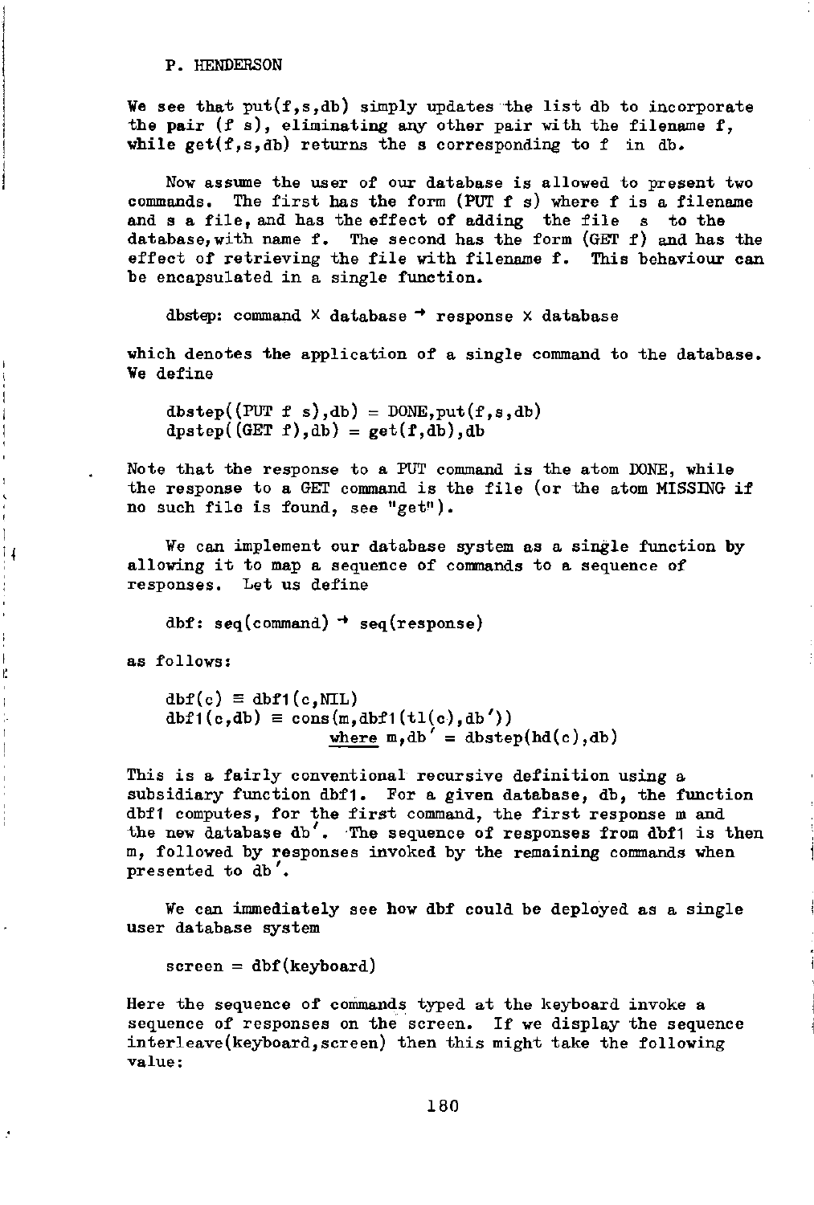We see that put(f,s,db) simply updates the list db to incorporate the pair (f s), eliminating any other pair with the filename f, while get(f,s,db) returns the s corresponding to f in db.

Now assume the user of our database is allowed to present two commands. The first has the form (PUT f s) where f is a filename and s a file, and has the effect of adding the file s to the database, with name f. The second has the form (GET f) and has the effect of retrieving the file with filename f. This behaviour can be encapsulated in a single function.

```
dbstep: command × database → response × database
```

which denotes the application of a single command to the database. We define

```
dbstep((PUT f s),db) = DONE,put(f,s,db)
dpstep((GET f),db) = get(f,db),db
```

Note that the response to a PUT command is the atom DONE, while the response to a GET command is the file (or the atom MISSING if no such file is found, see "get").

We can implement our database system as a single function by allowing it to map a sequence of commands to a sequence of responses. Let us define

```
dbf: seq(command) → seq(response)
```

as follows:

```
dbf(c) ≡ dbf1(c,NIL)
dbf1(c,db) ≡ cons(m,dbf1(tl(c),db'))
                  where m,db' = dbstep(hd(c),db)
```

This is a fairly conventional recursive definition using a subsidiary function dbf1. For a given database, db, the function dbf1 computes, for the first command, the first response m and the new database db′. The sequence of responses from dbf1 is then m, followed by responses invoked by the remaining commands when presented to db′.

We can immediately see how dbf could be deployed as a single user database system

```
screen = dbf(keyboard)
```

Here the sequence of commands typed at the keyboard invoke a sequence of responses on the screen. If we display the sequence interleave(keyboard,screen) then this might take the following value: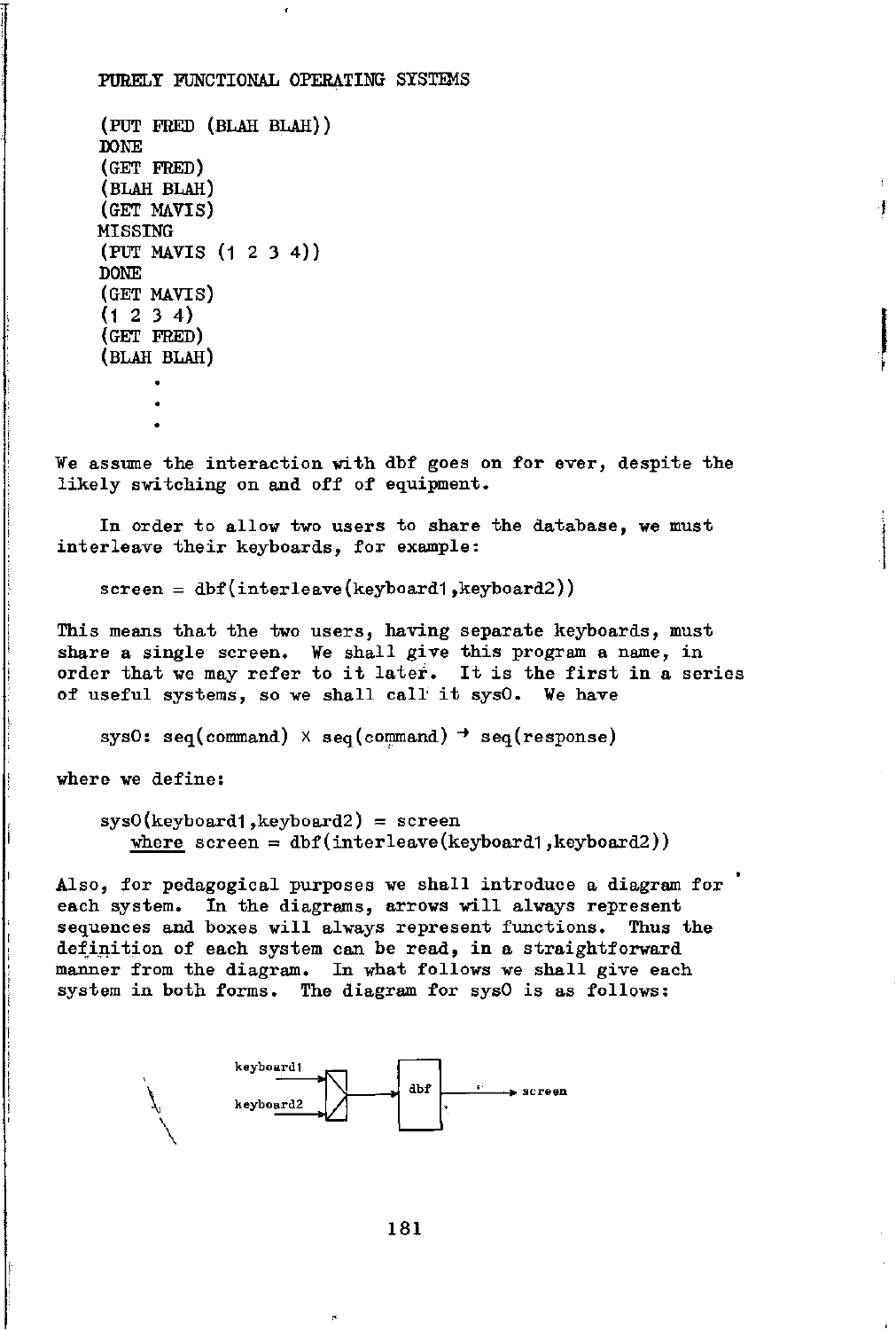```
(PUT FRED (BLAH BLAH))
DONE
(GET FRED)
(BLAH BLAH)
(GET MAVIS)
MISSING
(PUT MAVIS (1 2 3 4))
DONE
(GET MAVIS)
(1 2 3 4)
(GET FRED)
(BLAH BLAH)
     .
     .
     .
```

We assume the interaction with dbf goes on for ever, despite the likely switching on and off of equipment.

In order to allow two users to share the database, we must interleave their keyboards, for example:

```
screen = dbf(interleave(keyboard1,keyboard2))
```

This means that the two users, having separate keyboards, must share a single screen. We shall give this program a name, in order that we may refer to it later. It is the first in a series of useful systems, so we shall call it sys0. We have

$$\text{sys0: seq(command)} \times \text{seq(command)} \rightarrow \text{seq(response)}$$

where we define:

```
sys0(keyboard1,keyboard2) = screen
   where screen = dbf(interleave(keyboard1,keyboard2))
```

Also, for pedagogical purposes we shall introduce a diagram for each system. In the diagrams, arrows will always represent sequences and boxes will always represent functions. Thus the definition of each system can be read, in a straightforward manner from the diagram. In what follows we shall give each system in both forms. The diagram for sys0 is as follows:

keyboard1 → [interleave] ← keyboard2 → [dbf] → screen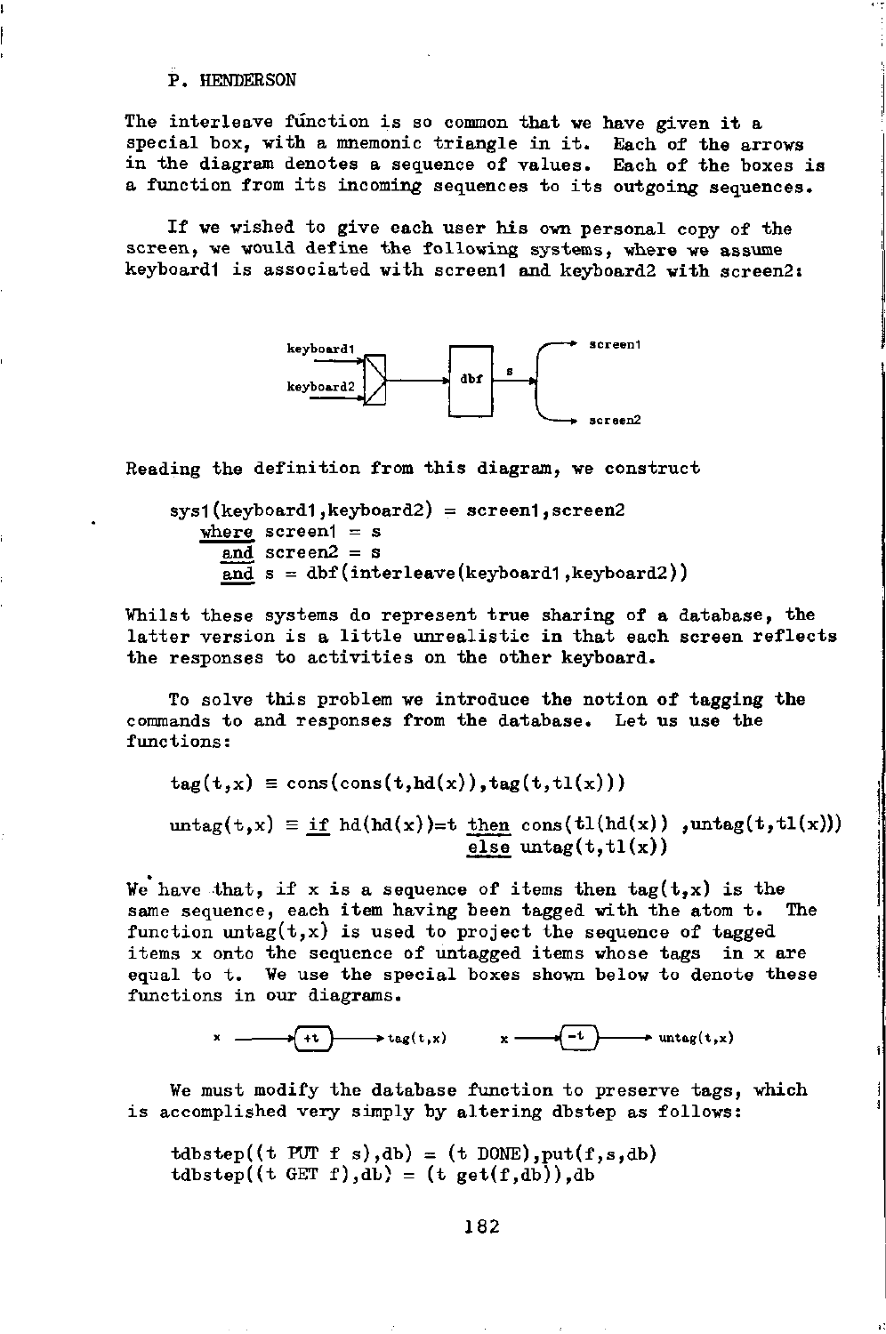The interleave function is so common that we have given it a special box, with a mnemonic triangle in it. Each of the arrows in the diagram denotes a sequence of values. Each of the boxes is a function from its incoming sequences to its outgoing sequences.

If we wished to give each user his own personal copy of the screen, we would define the following systems, where we assume keyboard1 is associated with screen1 and keyboard2 with screen2:

Reading the definition from this diagram, we construct

```
sys1(keyboard1,keyboard2) = screen1,screen2
   where screen1 = s
    and screen2 = s
    and s = dbf(interleave(keyboard1,keyboard2))
```

Whilst these systems do represent true sharing of a database, the latter version is a little unrealistic in that each screen reflects the responses to activities on the other keyboard.

To solve this problem we introduce the notion of tagging the commands to and responses from the database. Let us use the functions:

```
tag(t,x) ≡ cons(cons(t,hd(x)),tag(t,tl(x)))

untag(t,x) ≡ if hd(hd(x))=t then cons(tl(hd(x)) ,untag(t,tl(x)))
                            else untag(t,tl(x))
```

We have that, if x is a sequence of items then tag(t,x) is the same sequence, each item having been tagged with the atom t. The function untag(t,x) is used to project the sequence of tagged items x onto the sequence of untagged items whose tags in x are equal to t. We use the special boxes shown below to denote these functions in our diagrams.

We must modify the database function to preserve tags, which is accomplished very simply by altering dbstep as follows:

```
tdbstep((t PUT f s),db) = (t DONE),put(f,s,db)
tdbstep((t GET f),db) = (t get(f,db)),db
```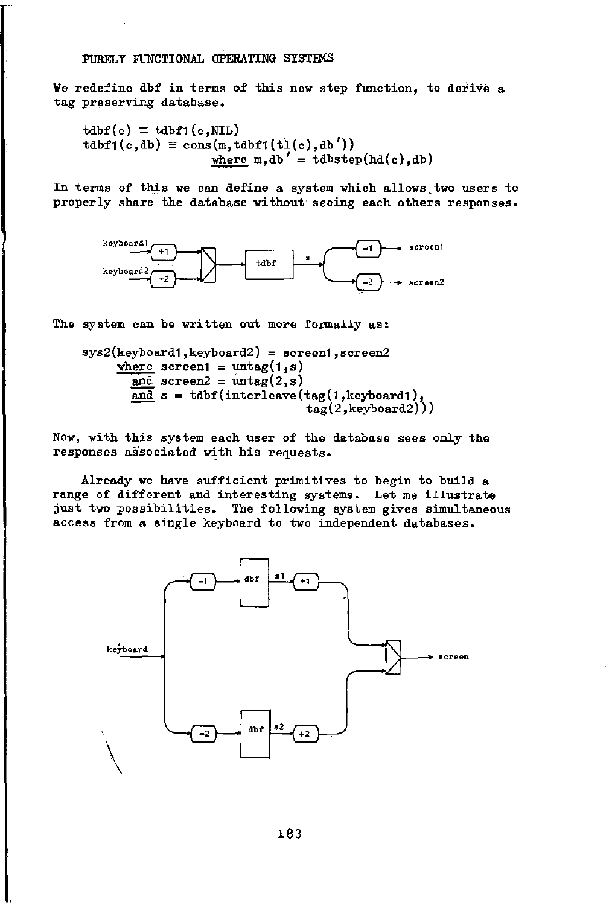We redefine dbf in terms of this new step function, to derive a tag preserving database.

```
tdbf(c) ≡ tdbf1(c,NIL)
tdbf1(c,db) ≡ cons(m,tdbf1(tl(c),db'))
                    where m,db' = tdbstep(hd(c),db)
```

In terms of this we can define a system which allows two users to properly share the database without seeing each others responses.

The system can be written out more formally as:

```
sys2(keyboard1,keyboard2) = screen1,screen2
     where screen1 = untag(1,s)
       and screen2 = untag(2,s)
       and s = tdbf(interleave(tag(1,keyboard1),
                               tag(2,keyboard2)))
```

Now, with this system each user of the database sees only the responses associated with his requests.

Already we have sufficient primitives to begin to build a range of different and interesting systems. Let me illustrate just two possibilities. The following system gives simultaneous access from a single keyboard to two independent databases.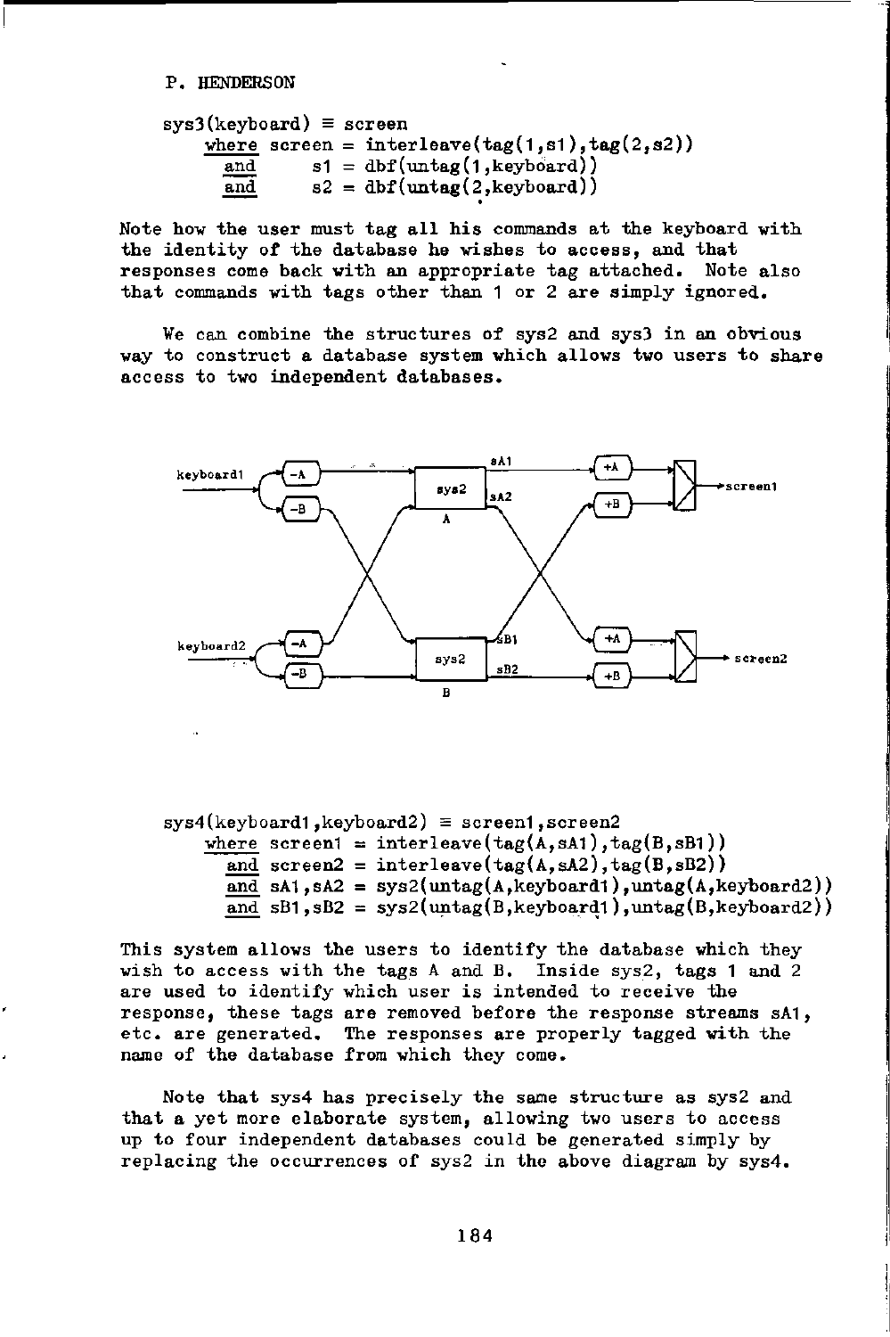```
sys3(keyboard) ≡ screen
    where screen = interleave(tag(1,s1),tag(2,s2))
      and     s1 = dbf(untag(1,keyboard))
      and     s2 = dbf(untag(2,keyboard))
```

Note how the user must tag all his commands at the keyboard with the identity of the database he wishes to access, and that responses come back with an appropriate tag attached. Note also that commands with tags other than 1 or 2 are simply ignored.

We can combine the structures of sys2 and sys3 in an obvious way to construct a database system which allows two users to share access to two independent databases.

```
sys4(keyboard1,keyboard2) ≡ screen1,screen2
    where screen1 = interleave(tag(A,sA1),tag(B,sB1))
      and screen2 = interleave(tag(A,sA2),tag(B,sB2))
      and sA1,sA2 = sys2(untag(A,keyboard1),untag(A,keyboard2))
      and sB1,sB2 = sys2(untag(B,keyboard1),untag(B,keyboard2))
```

This system allows the users to identify the database which they wish to access with the tags A and B. Inside sys2, tags 1 and 2 are used to identify which user is intended to receive the response, these tags are removed before the response streams sA1, etc. are generated. The responses are properly tagged with the name of the database from which they come.

Note that sys4 has precisely the same structure as sys2 and that a yet more elaborate system, allowing two users to access up to four independent databases could be generated simply by replacing the occurrences of sys2 in the above diagram by sys4.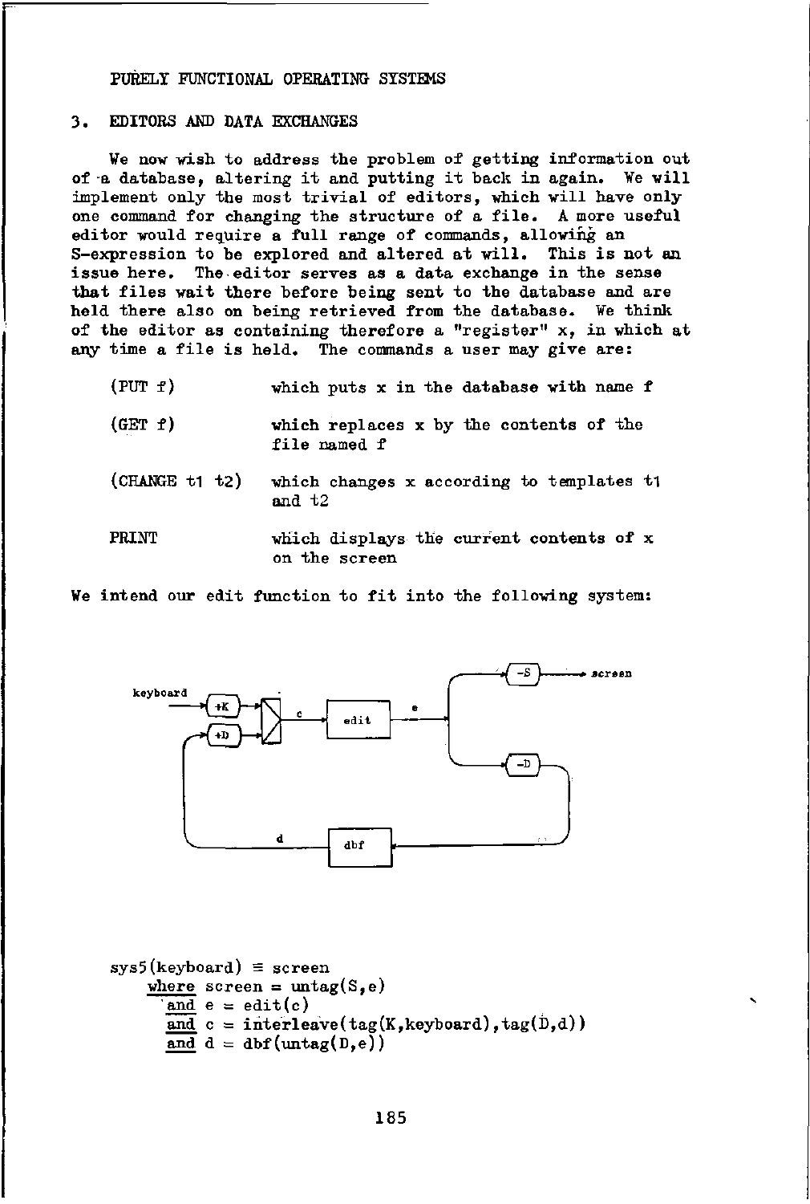## 3. EDITORS AND DATA EXCHANGES

We now wish to address the problem of getting information out of a database, altering it and putting it back in again. We will implement only the most trivial of editors, which will have only one command for changing the structure of a file. A more useful editor would require a full range of commands, allowing an S-expression to be explored and altered at will. This is not an issue here. The editor serves as a data exchange in the sense that files wait there before being sent to the database and are held there also on being retrieved from the database. We think of the editor as containing therefore a "register" x, in which at any time a file is held. The commands a user may give are:

| | |
|---|---|
| (PUT f) | which puts x in the database with name f |
| (GET f) | which replaces x by the contents of the file named f |
| (CHANGE t1 t2) | which changes x according to templates t1 and t2 |
| PRINT | which displays the current contents of x on the screen |

We intend our edit function to fit into the following system:

```
sys5(keyboard) ≡ screen
    where screen = untag(S,e)
    and e = edit(c)
    and c = interleave(tag(K,keyboard),tag(D,d))
    and d = dbf(untag(D,e))
```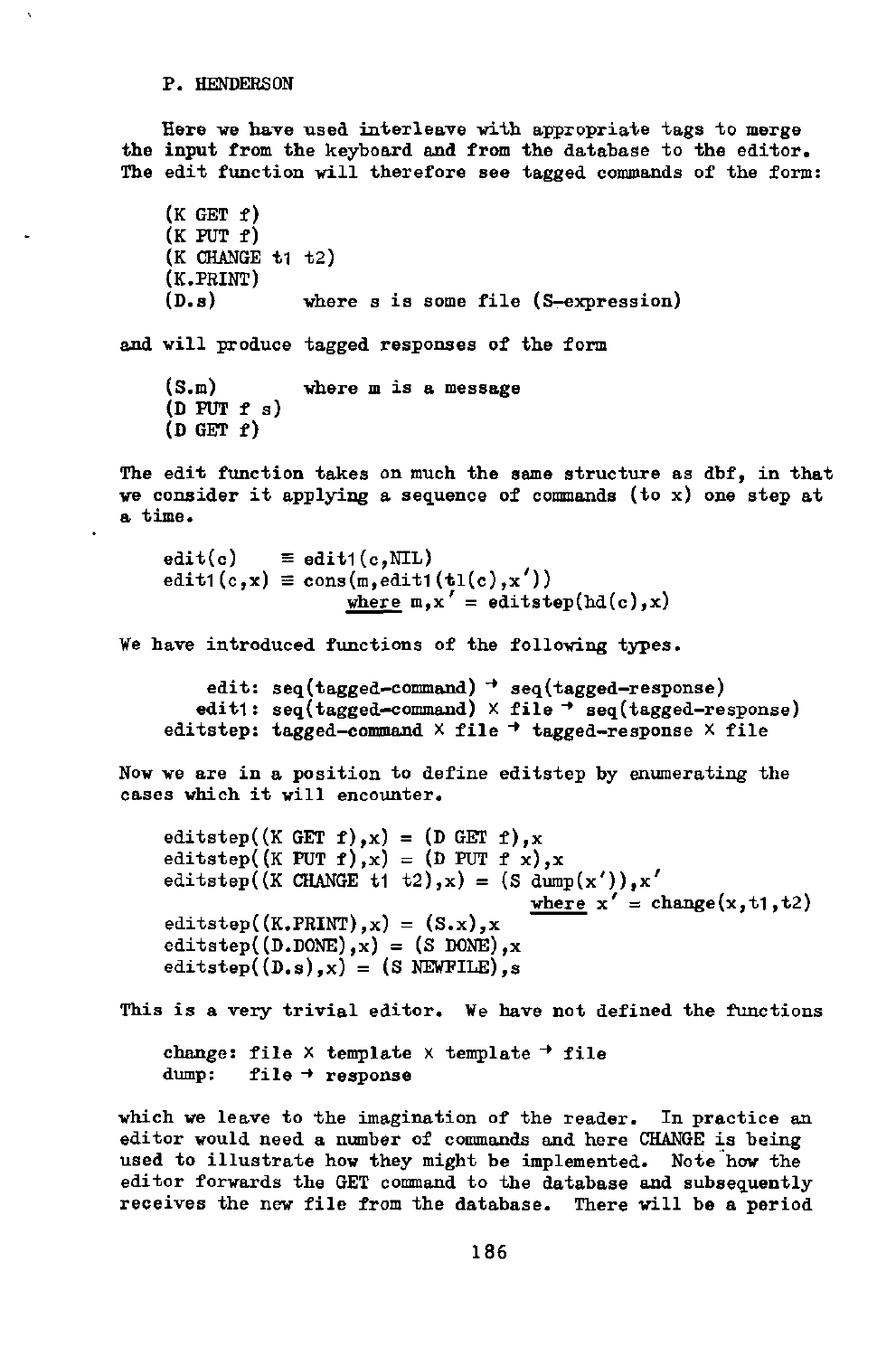Here we have used interleave with appropriate tags to merge the input from the keyboard and from the database to the editor. The edit function will therefore see tagged commands of the form:

```
(K GET f)
(K PUT f)
(K CHANGE t1 t2)
(K.PRINT)
(D.s)          where s is some file (S-expression)
```

and will produce tagged responses of the form

```
(S.m)          where m is a message
(D PUT f s)
(D GET f)
```

The edit function takes on much the same structure as dbf, in that we consider it applying a sequence of commands (to x) one step at a time.

```
edit(c)    ≡ edit1(c,NIL)
edit1(c,x) ≡ cons(m,edit1(tl(c),x'))
                  where m,x' = editstep(hd(c),x)
```

We have introduced functions of the following types.

```
     edit: seq(tagged-command) → seq(tagged-response)
    edit1: seq(tagged-command) × file → seq(tagged-response)
 editstep: tagged-command × file → tagged-response × file
```

Now we are in a position to define editstep by enumerating the cases which it will encounter.

```
editstep((K GET f),x) = (D GET f),x
editstep((K PUT f),x) = (D PUT f x),x
editstep((K CHANGE t1 t2),x) = (S dump(x')),x'
                                   where x' = change(x,t1,t2)
editstep((K.PRINT),x) = (S.x),x
editstep((D.DONE),x) = (S DONE),x
editstep((D.s),x) = (S NEWFILE),s
```

This is a very trivial editor. We have not defined the functions

```
change: file × template × template → file
dump:   file → response
```

which we leave to the imagination of the reader. In practice an editor would need a number of commands and here CHANGE is being used to illustrate how they might be implemented. Note how the editor forwards the GET command to the database and subsequently receives the new file from the database. There will be a period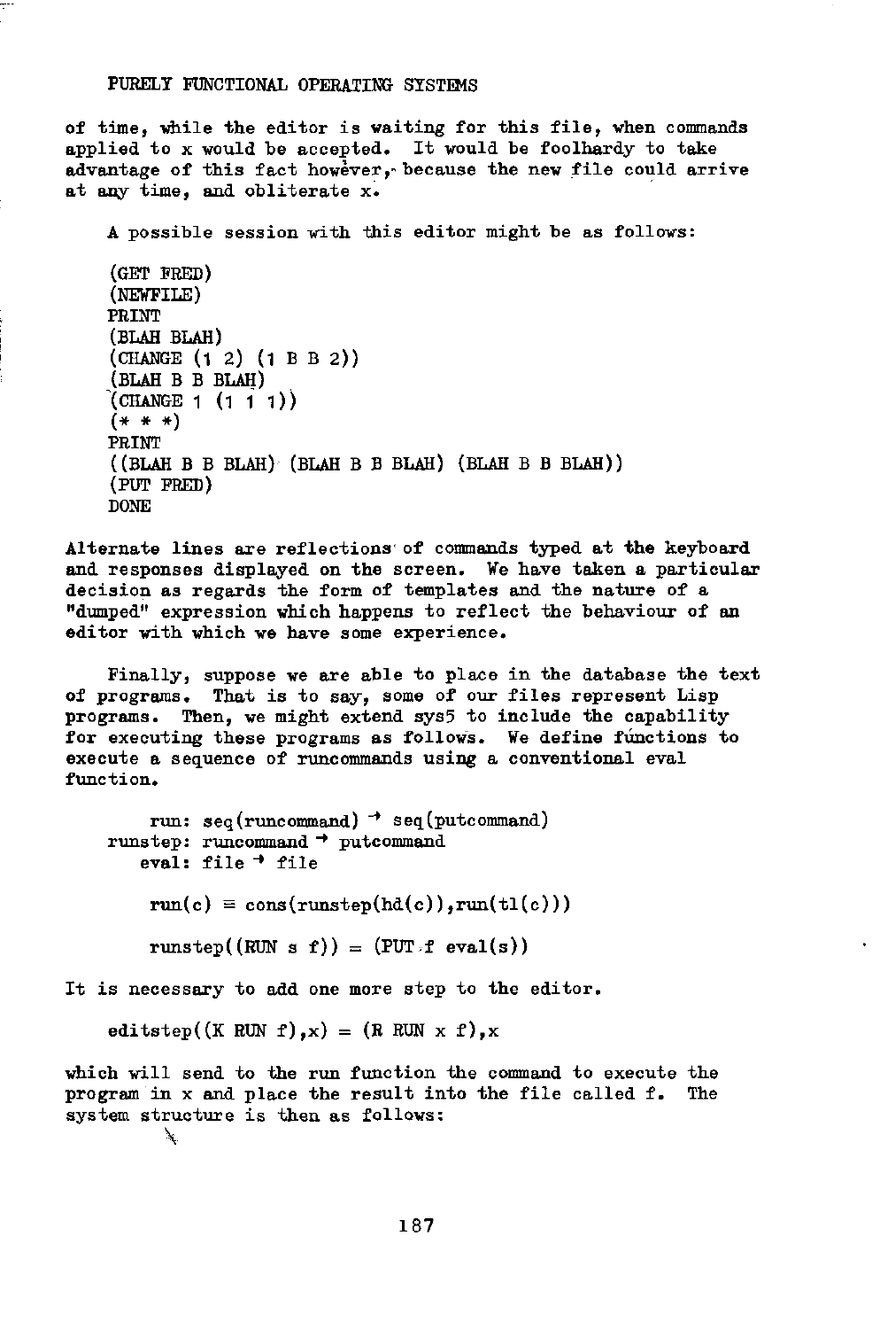of time, while the editor is waiting for this file, when commands applied to x would be accepted. It would be foolhardy to take advantage of this fact however, because the new file could arrive at any time, and obliterate x.

A possible session with this editor might be as follows:

```
(GET FRED)
(NEWFILE)
PRINT
(BLAH BLAH)
(CHANGE (1 2) (1 B B 2))
(BLAH B B BLAH)
(CHANGE 1 (1 1 1))
(* * *)
PRINT
((BLAH B B BLAH) (BLAH B B BLAH) (BLAH B B BLAH))
(PUT FRED)
DONE
```

Alternate lines are reflections of commands typed at the keyboard and responses displayed on the screen. We have taken a particular decision as regards the form of templates and the nature of a "dumped" expression which happens to reflect the behaviour of an editor with which we have some experience.

Finally, suppose we are able to place in the database the text of programs. That is to say, some of our files represent Lisp programs. Then, we might extend sys5 to include the capability for executing these programs as follows. We define functions to execute a sequence of runcommands using a conventional eval function.

```
    run: seq(runcommand) → seq(putcommand)
runstep: runcommand → putcommand
   eval: file → file

    run(c) ≡ cons(runstep(hd(c)),run(tl(c)))

    runstep((RUN s f)) = (PUT f eval(s))
```

It is necessary to add one more step to the editor.

```
editstep((K RUN f),x) = (R RUN x f),x
```

which will send to the run function the command to execute the program in x and place the result into the file called f. The system structure is then as follows: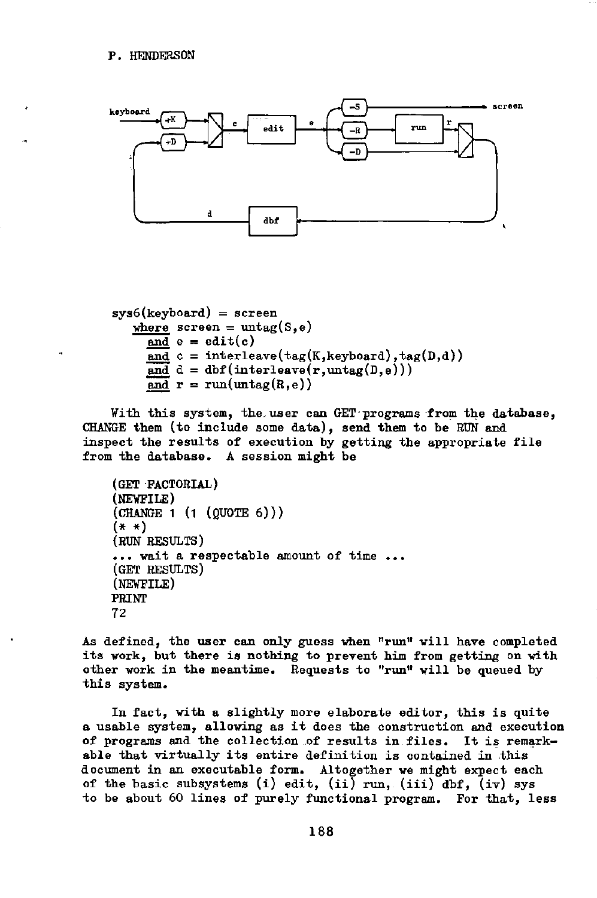```
sys6(keyboard) = screen
   where screen = untag(S,e)
     and e = edit(c)
     and c = interleave(tag(K,keyboard),tag(D,d))
     and d = dbf(interleave(r,untag(D,e)))
     and r = run(untag(R,e))
```

With this system, the user can GET programs from the database, CHANGE them (to include some data), send them to be RUN and inspect the results of execution by getting the appropriate file from the database. A session might be

```
(GET FACTORIAL)
(NEWFILE)
(CHANGE 1 (1 (QUOTE 6)))
(* *)
(RUN RESULTS)
... wait a respectable amount of time ...
(GET RESULTS)
(NEWFILE)
PRINT
72
```

As defined, the user can only guess when "run" will have completed its work, but there is nothing to prevent him from getting on with other work in the meantime. Requests to "run" will be queued by this system.

In fact, with a slightly more elaborate editor, this is quite a usable system, allowing as it does the construction and execution of programs and the collection of results in files. It is remarkable that virtually its entire definition is contained in this document in an executable form. Altogether we might expect each of the basic subsystems (i) edit, (ii) run, (iii) dbf, (iv) sys to be about 60 lines of purely functional program. For that, less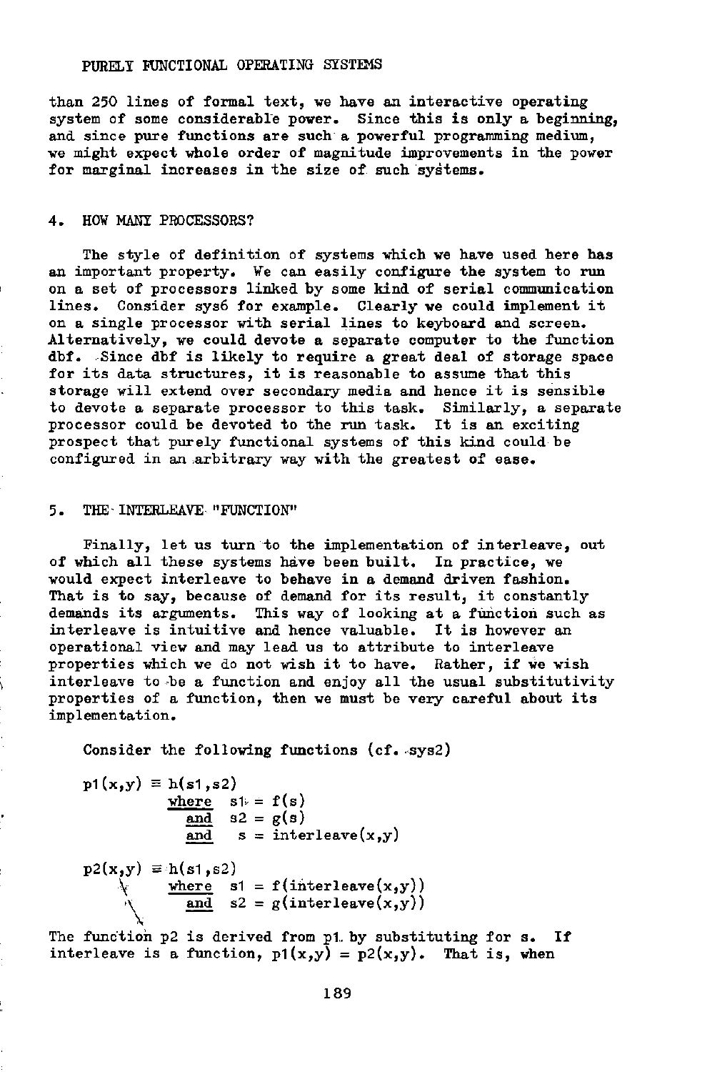than 250 lines of formal text, we have an interactive operating system of some considerable power. Since this is only a beginning, and since pure functions are such a powerful programming medium, we might expect whole order of magnitude improvements in the power for marginal increases in the size of such systems.

## 4. HOW MANY PROCESSORS?

The style of definition of systems which we have used here has an important property. We can easily configure the system to run on a set of processors linked by some kind of serial communication lines. Consider sys6 for example. Clearly we could implement it on a single processor with serial lines to keyboard and screen. Alternatively, we could devote a separate computer to the function dbf. Since dbf is likely to require a great deal of storage space for its data structures, it is reasonable to assume that this storage will extend over secondary media and hence it is sensible to devote a separate processor to this task. Similarly, a separate processor could be devoted to the run task. It is an exciting prospect that purely functional systems of this kind could be configured in an arbitrary way with the greatest of ease.

## 5. THE INTERLEAVE "FUNCTION"

Finally, let us turn to the implementation of interleave, out of which all these systems have been built. In practice, we would expect interleave to behave in a demand driven fashion. That is to say, because of demand for its result, it constantly demands its arguments. This way of looking at a function such as interleave is intuitive and hence valuable. It is however an operational view and may lead us to attribute to interleave properties which we do not wish it to have. Rather, if we wish interleave to be a function and enjoy all the usual substitutivity properties of a function, then we must be very careful about its implementation.

Consider the following functions (cf. sys2)

```
p1(x,y) ≡ h(s1,s2)
          where s1 = f(s)
            and s2 = g(s)
            and  s = interleave(x,y)

p2(x,y) ≡ h(s1,s2)
          where s1 = f(interleave(x,y))
            and s2 = g(interleave(x,y))
```

The function p2 is derived from p1 by substituting for s. If interleave is a function, p1(x,y) = p2(x,y). That is, when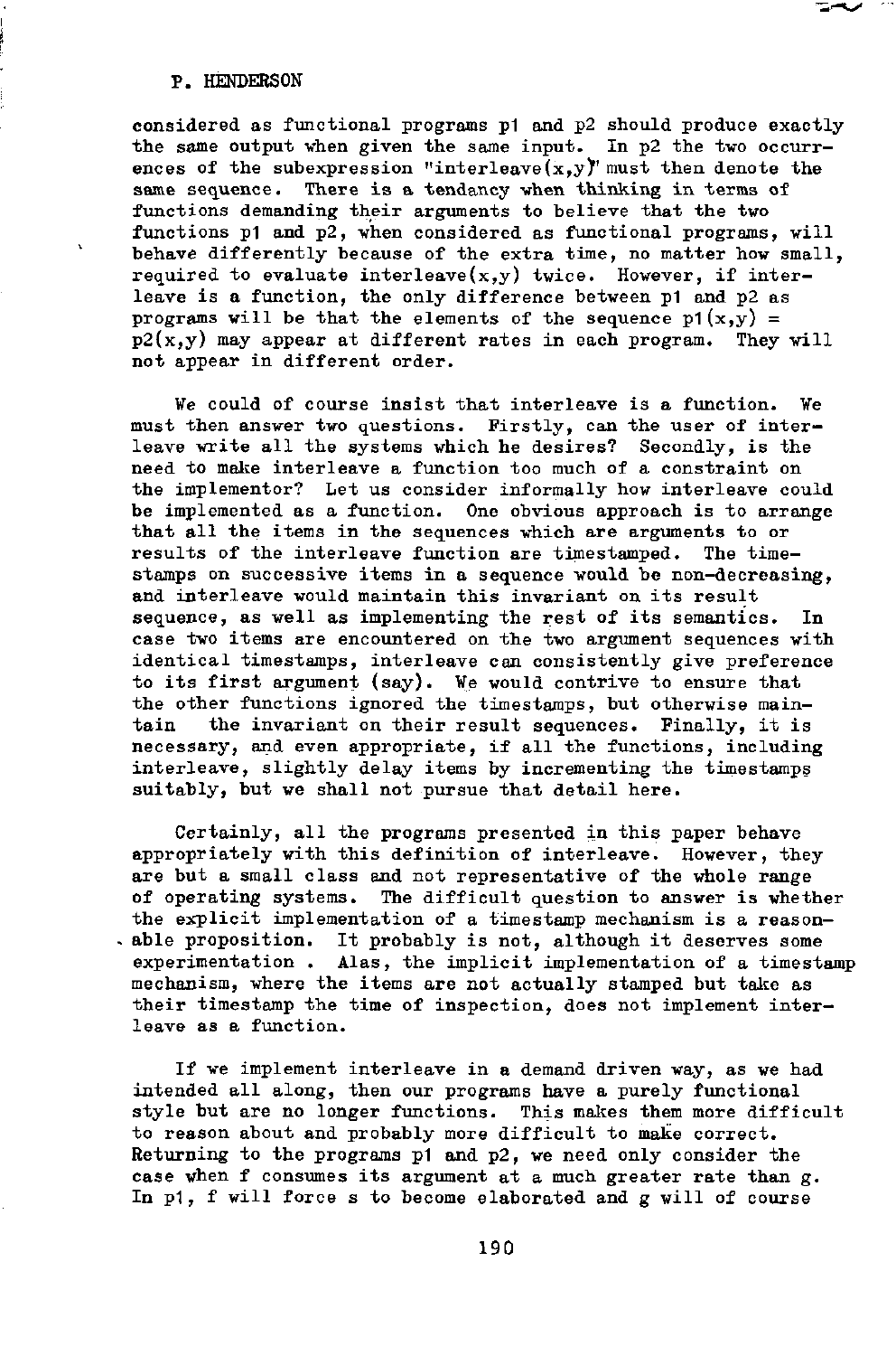considered as functional programs p1 and p2 should produce exactly the same output when given the same input. In p2 the two occurrences of the subexpression "interleave(x,y)" must then denote the same sequence. There is a tendancy when thinking in terms of functions demanding their arguments to believe that the two functions p1 and p2, when considered as functional programs, will behave differently because of the extra time, no matter how small, required to evaluate interleave(x,y) twice. However, if interleave is a function, the only difference between p1 and p2 as programs will be that the elements of the sequence p1(x,y) = p2(x,y) may appear at different rates in each program. They will not appear in different order.

We could of course insist that interleave is a function. We must then answer two questions. Firstly, can the user of interleave write all the systems which he desires? Secondly, is the need to make interleave a function too much of a constraint on the implementor? Let us consider informally how interleave could be implemented as a function. One obvious approach is to arrange that all the items in the sequences which are arguments to or results of the interleave function are timestamped. The timestamps on successive items in a sequence would be non-decreasing, and interleave would maintain this invariant on its result sequence, as well as implementing the rest of its semantics. In case two items are encountered on the two argument sequences with identical timestamps, interleave can consistently give preference to its first argument (say). We would contrive to ensure that the other functions ignored the timestamps, but otherwise maintain the invariant on their result sequences. Finally, it is necessary, and even appropriate, if all the functions, including interleave, slightly delay items by incrementing the timestamps suitably, but we shall not pursue that detail here.

Certainly, all the programs presented in this paper behave appropriately with this definition of interleave. However, they are but a small class and not representative of the whole range of operating systems. The difficult question to answer is whether the explicit implementation of a timestamp mechanism is a reasonable proposition. It probably is not, although it deserves some experimentation . Alas, the implicit implementation of a timestamp mechanism, where the items are not actually stamped but take as their timestamp the time of inspection, does not implement interleave as a function.

If we implement interleave in a demand driven way, as we had intended all along, then our programs have a purely functional style but are no longer functions. This makes them more difficult to reason about and probably more difficult to make correct. Returning to the programs p1 and p2, we need only consider the case when f consumes its argument at a much greater rate than g. In p1, f will force s to become elaborated and g will of course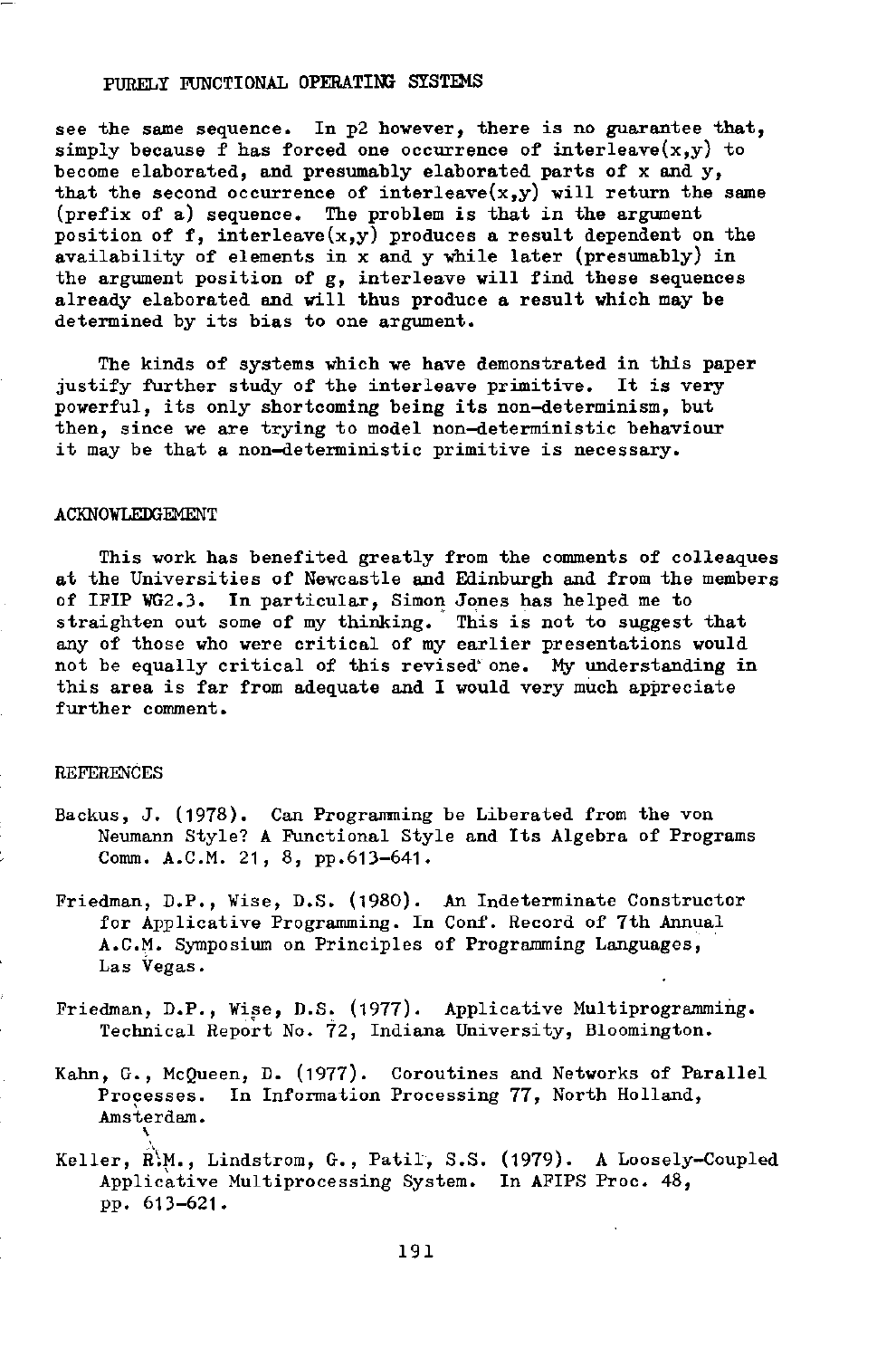see the same sequence. In p2 however, there is no guarantee that, simply because f has forced one occurrence of interleave(x,y) to become elaborated, and presumably elaborated parts of x and y, that the second occurrence of interleave(x,y) will return the same (prefix of a) sequence. The problem is that in the argument position of f, interleave(x,y) produces a result dependent on the availability of elements in x and y while later (presumably) in the argument position of g, interleave will find these sequences already elaborated and will thus produce a result which may be determined by its bias to one argument.

The kinds of systems which we have demonstrated in this paper justify further study of the interleave primitive. It is very powerful, its only shortcoming being its non-determinism, but then, since we are trying to model non-deterministic behaviour it may be that a non-deterministic primitive is necessary.

## ACKNOWLEDGEMENT

This work has benefited greatly from the comments of colleaques at the Universities of Newcastle and Edinburgh and from the members of IFIP WG2.3. In particular, Simon Jones has helped me to straighten out some of my thinking. This is not to suggest that any of those who were critical of my earlier presentations would not be equally critical of this revised one. My understanding in this area is far from adequate and I would very much appreciate further comment.

## REFERENCES

Backus, J. (1978). Can Programming be Liberated from the von Neumann Style? A Functional Style and Its Algebra of Programs Comm. A.C.M. 21, 8, pp.613-641.

Friedman, D.P., Wise, D.S. (1980). An Indeterminate Constructor for Applicative Programming. In Conf. Record of 7th Annual A.C.M. Symposium on Principles of Programming Languages, Las Vegas.

Friedman, D.P., Wise, D.S. (1977). Applicative Multiprogramming. Technical Report No. 72, Indiana University, Bloomington.

Kahn, G., McQueen, D. (1977). Coroutines and Networks of Parallel Processes. In Information Processing 77, North Holland, Amsterdam.

Keller, R.M., Lindstrom, G., Patil, S.S. (1979). A Loosely-Coupled Applicative Multiprocessing System. In AFIPS Proc. 48, pp. 613-621.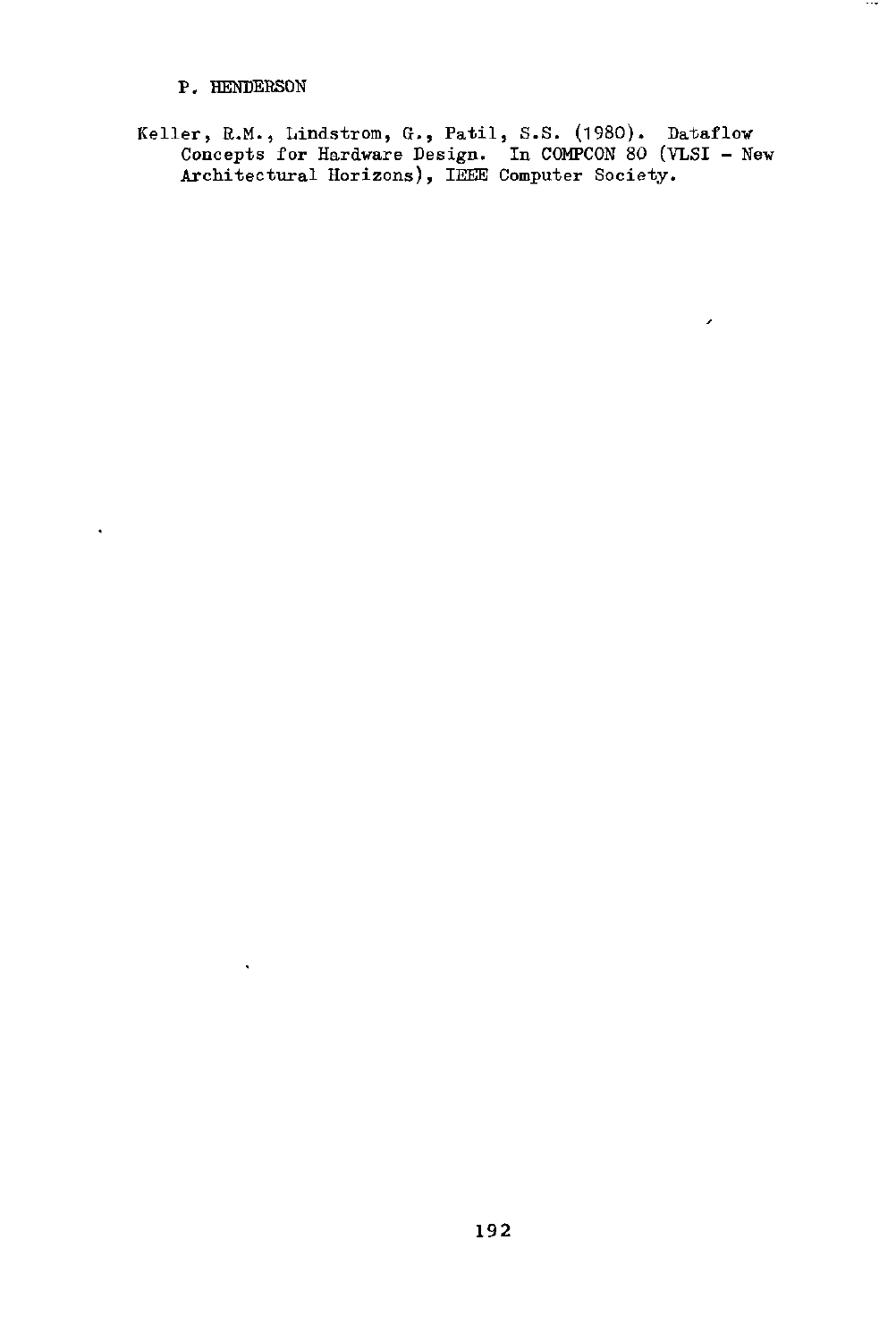Keller, R.M., Lindstrom, G., Patil, S.S. (1980). Dataflow Concepts for Hardware Design. In COMPCON 80 (VLSI - New Architectural Horizons), IEEE Computer Society.